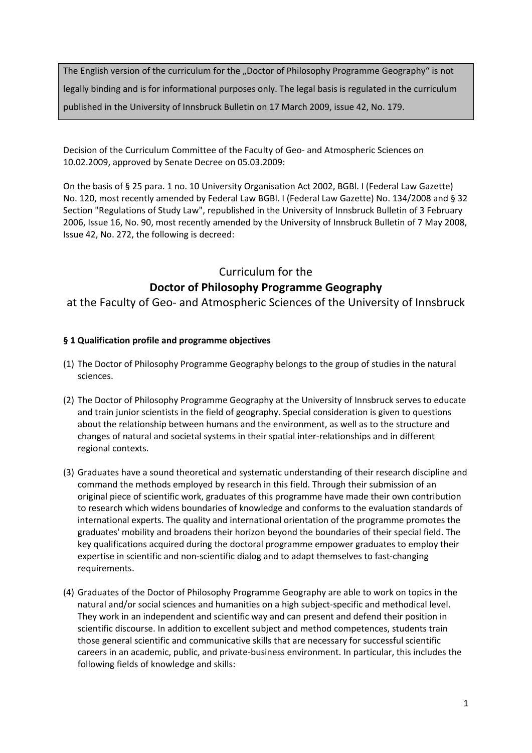The English version of the curriculum for the „Doctor of Philosophy Programme Geography" is not legally binding and is for informational purposes only. The legal basis is regulated in the curriculum published in the University of Innsbruck Bulletin on 17 March 2009, issue 42, No. 179.

Decision of the Curriculum Committee of the Faculty of Geo- and Atmospheric Sciences on 10.02.2009, approved by Senate Decree on 05.03.2009:

On the basis of § 25 para. 1 no. 10 University Organisation Act 2002, BGBl. I (Federal Law Gazette) No. 120, most recently amended by Federal Law BGBl. I (Federal Law Gazette) No. 134/2008 and § 32 Section "Regulations of Study Law", republished in the University of Innsbruck Bulletin of 3 February 2006, Issue 16, No. 90, most recently amended by the University of Innsbruck Bulletin of 7 May 2008, Issue 42, No. 272, the following is decreed:

# Curriculum for the **Doctor of Philosophy Programme Geography** at the Faculty of Geo- and Atmospheric Sciences of the University of Innsbruck

### § 1 Qualification profile and programme objectives

(1) The Doctor of Philosophy Programme Geography belongs to the group of studies in the natural sciences.

(2) The Doctor of Philosophy Programme Geography at the University of Innsbruck serves to educate and train junior scientists in the field of geography. Special consideration is given to questions about the relationship between humans and the environment, as well as to the structure and changes of natural and societal systems in their spatial inter-relationships and in different regional contexts.

(3) Graduates have a sound theoretical and systematic understanding of their research discipline and command the methods employed by research in this field. Through their submission of an original piece of scientific work, graduates of this programme have made their own contribution to research which widens boundaries of knowledge and conforms to the evaluation standards of international experts. The quality and international orientation of the programme promotes the graduates' mobility and broadens their horizon beyond the boundaries of their special field. The key qualifications acquired during the doctoral programme empower graduates to employ their expertise in scientific and non-scientific dialog and to adapt themselves to fast-changing requirements.

(4) Graduates of the Doctor of Philosophy Programme Geography are able to work on topics in the natural and/or social sciences and humanities on a high subject-specific and methodical level. They work in an independent and scientific way and can present and defend their position in scientific discourse. In addition to excellent subject and method competences, students train those general scientific and communicative skills that are necessary for successful scientific careers in an academic, public, and private-business environment. In particular, this includes the following fields of knowledge and skills: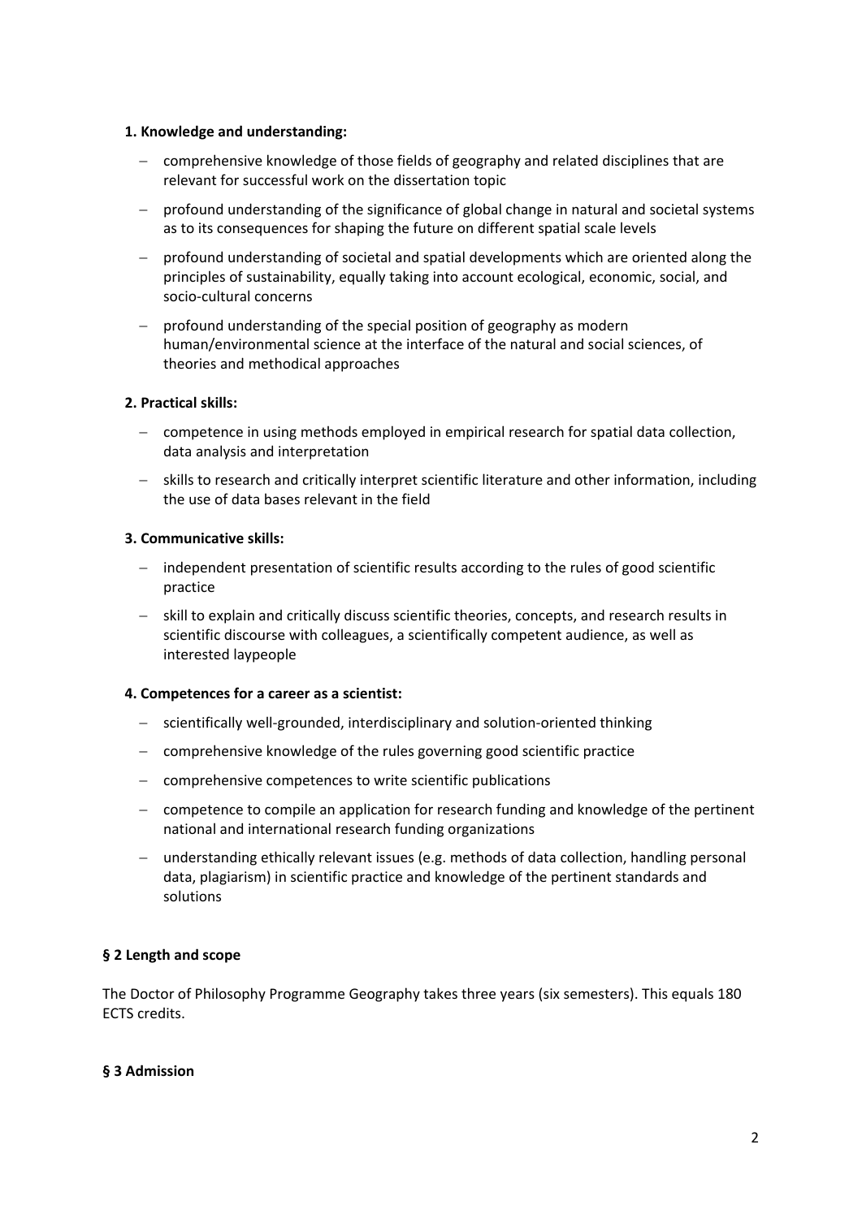**1. Knowledge and understanding:**

- comprehensive knowledge of those fields of geography and related disciplines that are relevant for successful work on the dissertation topic
- profound understanding of the significance of global change in natural and societal systems as to its consequences for shaping the future on different spatial scale levels
- profound understanding of societal and spatial developments which are oriented along the principles of sustainability, equally taking into account ecological, economic, social, and socio-cultural concerns
- profound understanding of the special position of geography as modern human/environmental science at the interface of the natural and social sciences, of theories and methodical approaches

**2. Practical skills:**

- competence in using methods employed in empirical research for spatial data collection, data analysis and interpretation
- skills to research and critically interpret scientific literature and other information, including the use of data bases relevant in the field

**3. Communicative skills:**

- independent presentation of scientific results according to the rules of good scientific practice
- skill to explain and critically discuss scientific theories, concepts, and research results in scientific discourse with colleagues, a scientifically competent audience, as well as interested laypeople

**4. Competences for a career as a scientist:**

- scientifically well-grounded, interdisciplinary and solution-oriented thinking
- comprehensive knowledge of the rules governing good scientific practice
- comprehensive competences to write scientific publications
- competence to compile an application for research funding and knowledge of the pertinent national and international research funding organizations
- understanding ethically relevant issues (e.g. methods of data collection, handling personal data, plagiarism) in scientific practice and knowledge of the pertinent standards and solutions

## § 2 Length and scope

The Doctor of Philosophy Programme Geography takes three years (six semesters). This equals 180 ECTS credits.

## § 3 Admission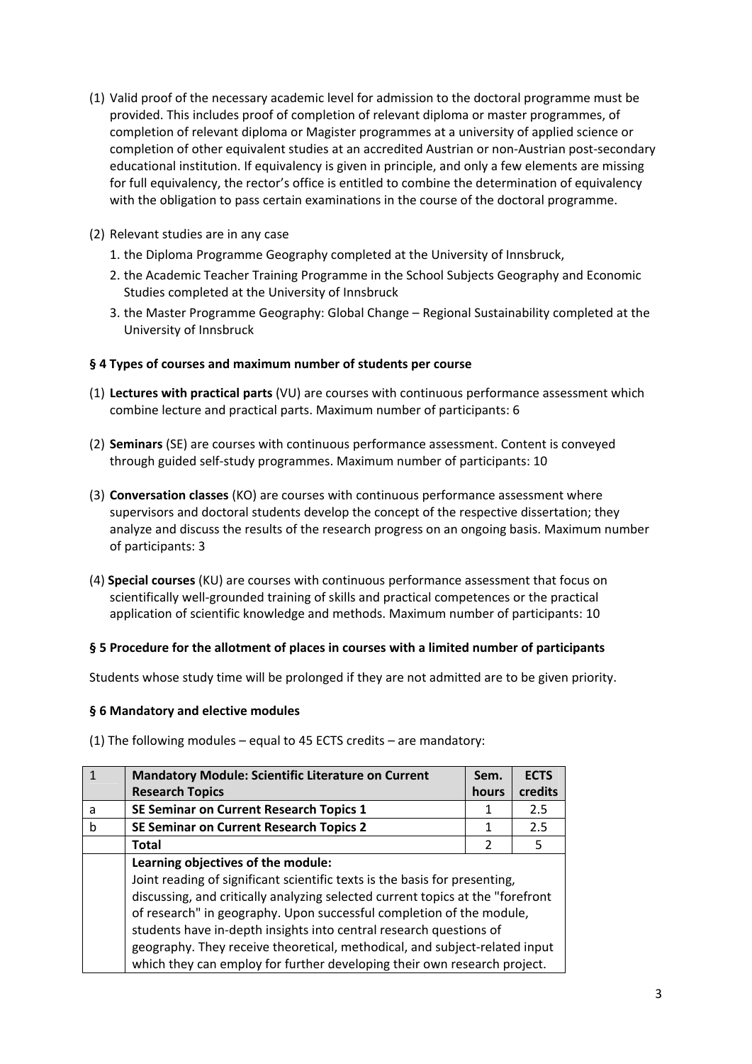(1) Valid proof of the necessary academic level for admission to the doctoral programme must be provided. This includes proof of completion of relevant diploma or master programmes, of completion of relevant diploma or Magister programmes at a university of applied science or completion of other equivalent studies at an accredited Austrian or non-Austrian post-secondary educational institution. If equivalency is given in principle, and only a few elements are missing for full equivalency, the rector's office is entitled to combine the determination of equivalency with the obligation to pass certain examinations in the course of the doctoral programme.

(2) Relevant studies are in any case

1. the Diploma Programme Geography completed at the University of Innsbruck,
2. the Academic Teacher Training Programme in the School Subjects Geography and Economic Studies completed at the University of Innsbruck
3. the Master Programme Geography: Global Change – Regional Sustainability completed at the University of Innsbruck

### § 4 Types of courses and maximum number of students per course

(1) **Lectures with practical parts** (VU) are courses with continuous performance assessment which combine lecture and practical parts. Maximum number of participants: 6

(2) **Seminars** (SE) are courses with continuous performance assessment. Content is conveyed through guided self-study programmes. Maximum number of participants: 10

(3) **Conversation classes** (KO) are courses with continuous performance assessment where supervisors and doctoral students develop the concept of the respective dissertation; they analyze and discuss the results of the research progress on an ongoing basis. Maximum number of participants: 3

(4) **Special courses** (KU) are courses with continuous performance assessment that focus on scientifically well-grounded training of skills and practical competences or the practical application of scientific knowledge and methods. Maximum number of participants: 10

### § 5 Procedure for the allotment of places in courses with a limited number of participants

Students whose study time will be prolonged if they are not admitted are to be given priority.

### § 6 Mandatory and elective modules

(1) The following modules – equal to 45 ECTS credits – are mandatory:

| 1 | **Mandatory Module: Scientific Literature on Current Research Topics** | **Sem. hours** | **ECTS credits** |
|---|---|---|---|
| a | **SE Seminar on Current Research Topics 1** | 1 | 2.5 |
| b | **SE Seminar on Current Research Topics 2** | 1 | 2.5 |
| | **Total** | 2 | 5 |
| | **Learning objectives of the module:** Joint reading of significant scientific texts is the basis for presenting, discussing, and critically analyzing selected current topics at the "forefront of research" in geography. Upon successful completion of the module, students have in-depth insights into central research questions of geography. They receive theoretical, methodical, and subject-related input which they can employ for further developing their own research project. | | |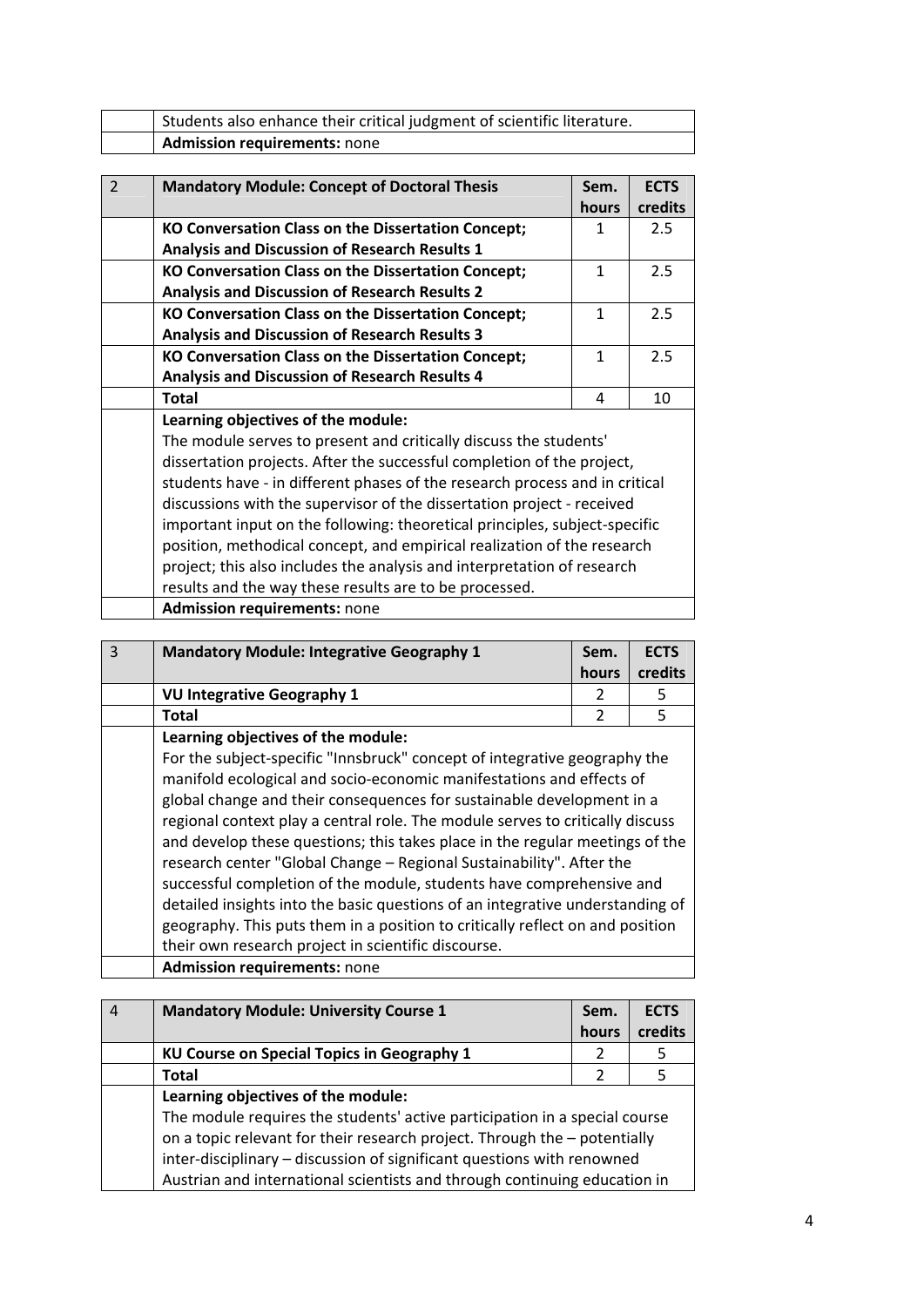| | Students also enhance their critical judgment of scientific literature. | | |
|---|---|---|---|
| | **Admission requirements:** none | | |

| 2 | **Mandatory Module: Concept of Doctoral Thesis** | **Sem. hours** | **ECTS credits** |
|---|---|---|---|
| | **KO Conversation Class on the Dissertation Concept; Analysis and Discussion of Research Results 1** | 1 | 2.5 |
| | **KO Conversation Class on the Dissertation Concept; Analysis and Discussion of Research Results 2** | 1 | 2.5 |
| | **KO Conversation Class on the Dissertation Concept; Analysis and Discussion of Research Results 3** | 1 | 2.5 |
| | **KO Conversation Class on the Dissertation Concept; Analysis and Discussion of Research Results 4** | 1 | 2.5 |
| | **Total** | 4 | 10 |
| | **Learning objectives of the module:** The module serves to present and critically discuss the students' dissertation projects. After the successful completion of the project, students have - in different phases of the research process and in critical discussions with the supervisor of the dissertation project - received important input on the following: theoretical principles, subject-specific position, methodical concept, and empirical realization of the research project; this also includes the analysis and interpretation of research results and the way these results are to be processed. | | |
| | **Admission requirements:** none | | |

| 3 | **Mandatory Module: Integrative Geography 1** | **Sem. hours** | **ECTS credits** |
|---|---|---|---|
| | **VU Integrative Geography 1** | 2 | 5 |
| | **Total** | 2 | 5 |
| | **Learning objectives of the module:** For the subject-specific "Innsbruck" concept of integrative geography the manifold ecological and socio-economic manifestations and effects of global change and their consequences for sustainable development in a regional context play a central role. The module serves to critically discuss and develop these questions; this takes place in the regular meetings of the research center "Global Change – Regional Sustainability". After the successful completion of the module, students have comprehensive and detailed insights into the basic questions of an integrative understanding of geography. This puts them in a position to critically reflect on and position their own research project in scientific discourse. | | |
| | **Admission requirements:** none | | |

| 4 | **Mandatory Module: University Course 1** | **Sem. hours** | **ECTS credits** |
|---|---|---|---|
| | **KU Course on Special Topics in Geography 1** | 2 | 5 |
| | **Total** | 2 | 5 |
| | **Learning objectives of the module:** The module requires the students' active participation in a special course on a topic relevant for their research project. Through the – potentially inter-disciplinary – discussion of significant questions with renowned Austrian and international scientists and through continuing education in | | |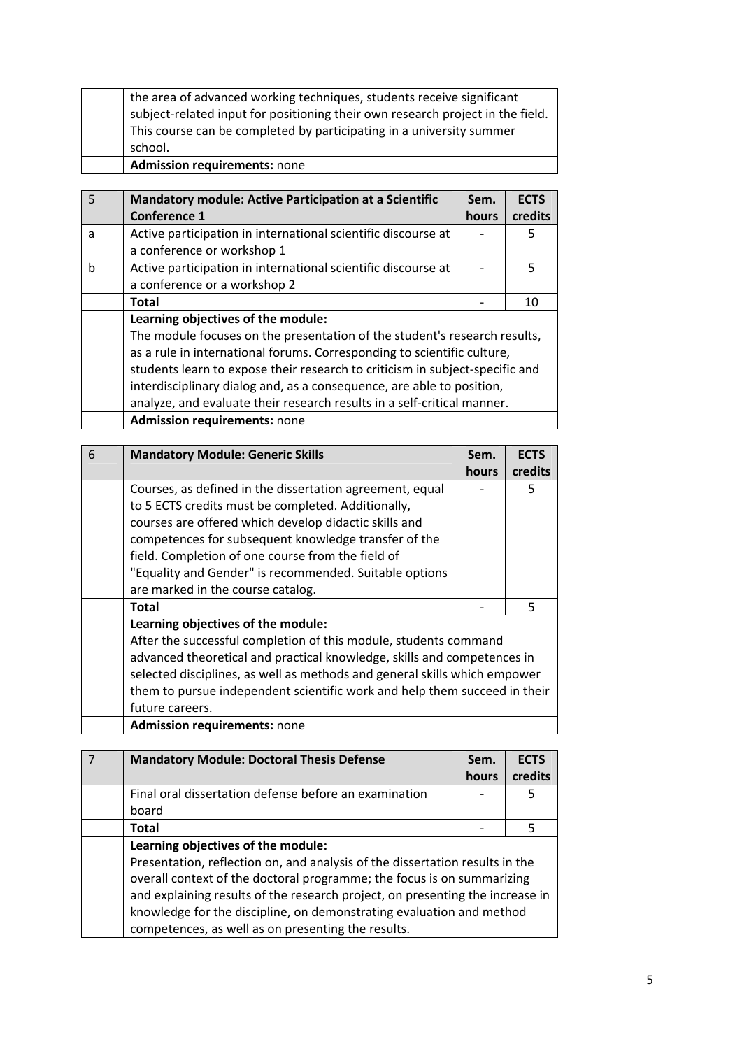| | |
|---|---|
| | the area of advanced working techniques, students receive significant subject-related input for positioning their own research project in the field. This course can be completed by participating in a university summer school. |
| | **Admission requirements:** none |

| 5 | **Mandatory module: Active Participation at a Scientific Conference 1** | **Sem. hours** | **ECTS credits** |
|---|---|---|---|
| a | Active participation in international scientific discourse at a conference or workshop 1 | - | 5 |
| b | Active participation in international scientific discourse at a conference or a workshop 2 | - | 5 |
| | **Total** | - | 10 |
| | **Learning objectives of the module:** The module focuses on the presentation of the student's research results, as a rule in international forums. Corresponding to scientific culture, students learn to expose their research to criticism in subject-specific and interdisciplinary dialog and, as a consequence, are able to position, analyze, and evaluate their research results in a self-critical manner. | | |
| | **Admission requirements:** none | | |

| 6 | **Mandatory Module: Generic Skills** | **Sem. hours** | **ECTS credits** |
|---|---|---|---|
| | Courses, as defined in the dissertation agreement, equal to 5 ECTS credits must be completed. Additionally, courses are offered which develop didactic skills and competences for subsequent knowledge transfer of the field. Completion of one course from the field of "Equality and Gender" is recommended. Suitable options are marked in the course catalog. | - | 5 |
| | **Total** | - | 5 |
| | **Learning objectives of the module:** After the successful completion of this module, students command advanced theoretical and practical knowledge, skills and competences in selected disciplines, as well as methods and general skills which empower them to pursue independent scientific work and help them succeed in their future careers. | | |
| | **Admission requirements:** none | | |

| 7 | **Mandatory Module: Doctoral Thesis Defense** | **Sem. hours** | **ECTS credits** |
|---|---|---|---|
| | Final oral dissertation defense before an examination board | - | 5 |
| | **Total** | - | 5 |
| | **Learning objectives of the module:** Presentation, reflection on, and analysis of the dissertation results in the overall context of the doctoral programme; the focus is on summarizing and explaining results of the research project, on presenting the increase in knowledge for the discipline, on demonstrating evaluation and method competences, as well as on presenting the results. | | |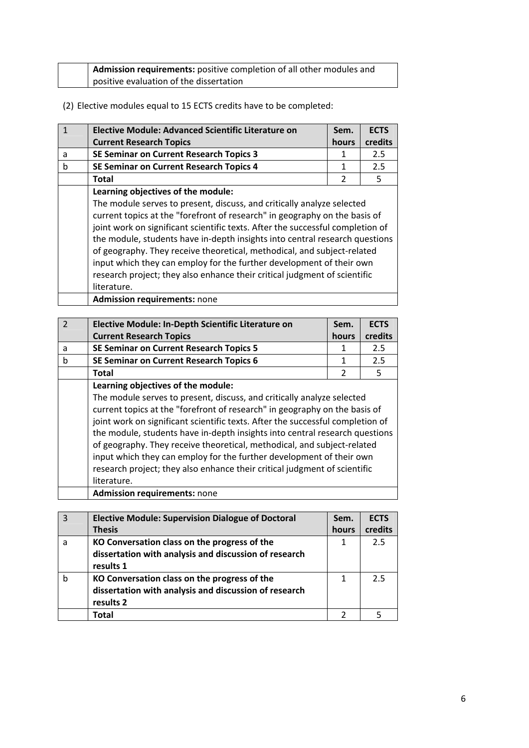| | Admission requirements: positive completion of all other modules and positive evaluation of the dissertation |
|---|---|

(2) Elective modules equal to 15 ECTS credits have to be completed:

| 1 | **Elective Module: Advanced Scientific Literature on Current Research Topics** | **Sem. hours** | **ECTS credits** |
|---|---|---|---|
| a | **SE Seminar on Current Research Topics 3** | 1 | 2.5 |
| b | **SE Seminar on Current Research Topics 4** | 1 | 2.5 |
| | **Total** | 2 | 5 |
| | **Learning objectives of the module:** The module serves to present, discuss, and critically analyze selected current topics at the "forefront of research" in geography on the basis of joint work on significant scientific texts. After the successful completion of the module, students have in-depth insights into central research questions of geography. They receive theoretical, methodical, and subject-related input which they can employ for the further development of their own research project; they also enhance their critical judgment of scientific literature. | | |
| | **Admission requirements:** none | | |

| 2 | **Elective Module: In-Depth Scientific Literature on Current Research Topics** | **Sem. hours** | **ECTS credits** |
|---|---|---|---|
| a | **SE Seminar on Current Research Topics 5** | 1 | 2.5 |
| b | **SE Seminar on Current Research Topics 6** | 1 | 2.5 |
| | **Total** | 2 | 5 |
| | **Learning objectives of the module:** The module serves to present, discuss, and critically analyze selected current topics at the "forefront of research" in geography on the basis of joint work on significant scientific texts. After the successful completion of the module, students have in-depth insights into central research questions of geography. They receive theoretical, methodical, and subject-related input which they can employ for the further development of their own research project; they also enhance their critical judgment of scientific literature. | | |
| | **Admission requirements:** none | | |

| 3 | **Elective Module: Supervision Dialogue of Doctoral Thesis** | **Sem. hours** | **ECTS credits** |
|---|---|---|---|
| a | **KO Conversation class on the progress of the dissertation with analysis and discussion of research results 1** | 1 | 2.5 |
| b | **KO Conversation class on the progress of the dissertation with analysis and discussion of research results 2** | 1 | 2.5 |
| | **Total** | 2 | 5 |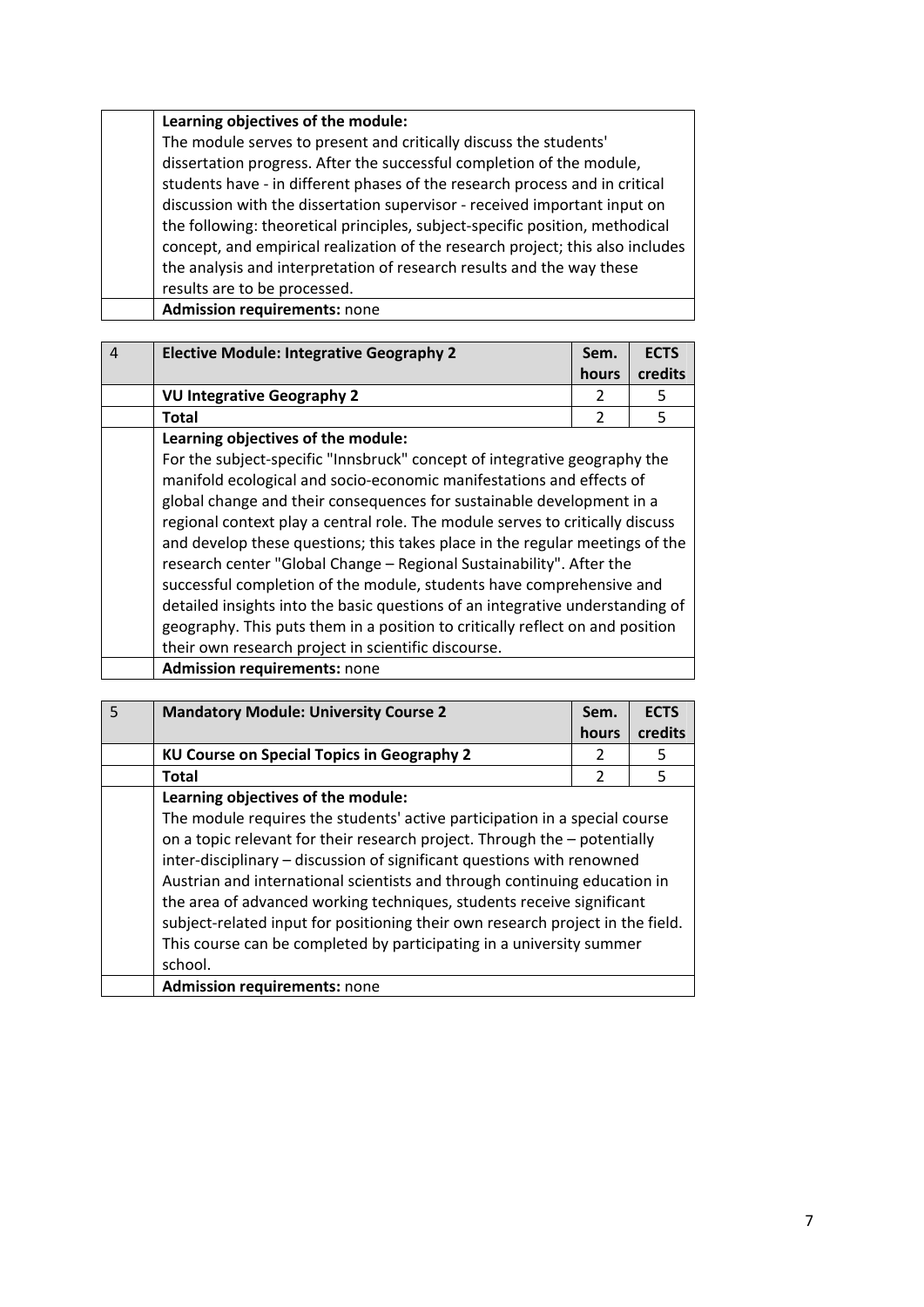| | **Learning objectives of the module:** | | |
|---|---|---|---|
| | The module serves to present and critically discuss the students' dissertation progress. After the successful completion of the module, students have - in different phases of the research process and in critical discussion with the dissertation supervisor - received important input on the following: theoretical principles, subject-specific position, methodical concept, and empirical realization of the research project; this also includes the analysis and interpretation of research results and the way these results are to be processed. | | |
| | **Admission requirements:** none | | |

| 4 | **Elective Module: Integrative Geography 2** | **Sem. hours** | **ECTS credits** |
|---|---|---|---|
| | **VU Integrative Geography 2** | 2 | 5 |
| | **Total** | 2 | 5 |
| | **Learning objectives of the module:**<br>For the subject-specific "Innsbruck" concept of integrative geography the manifold ecological and socio-economic manifestations and effects of global change and their consequences for sustainable development in a regional context play a central role. The module serves to critically discuss and develop these questions; this takes place in the regular meetings of the research center "Global Change – Regional Sustainability". After the successful completion of the module, students have comprehensive and detailed insights into the basic questions of an integrative understanding of geography. This puts them in a position to critically reflect on and position their own research project in scientific discourse. | | |
| | **Admission requirements:** none | | |

| 5 | **Mandatory Module: University Course 2** | **Sem. hours** | **ECTS credits** |
|---|---|---|---|
| | **KU Course on Special Topics in Geography 2** | 2 | 5 |
| | **Total** | 2 | 5 |
| | **Learning objectives of the module:**<br>The module requires the students' active participation in a special course on a topic relevant for their research project. Through the – potentially inter-disciplinary – discussion of significant questions with renowned Austrian and international scientists and through continuing education in the area of advanced working techniques, students receive significant subject-related input for positioning their own research project in the field. This course can be completed by participating in a university summer school. | | |
| | **Admission requirements:** none | | |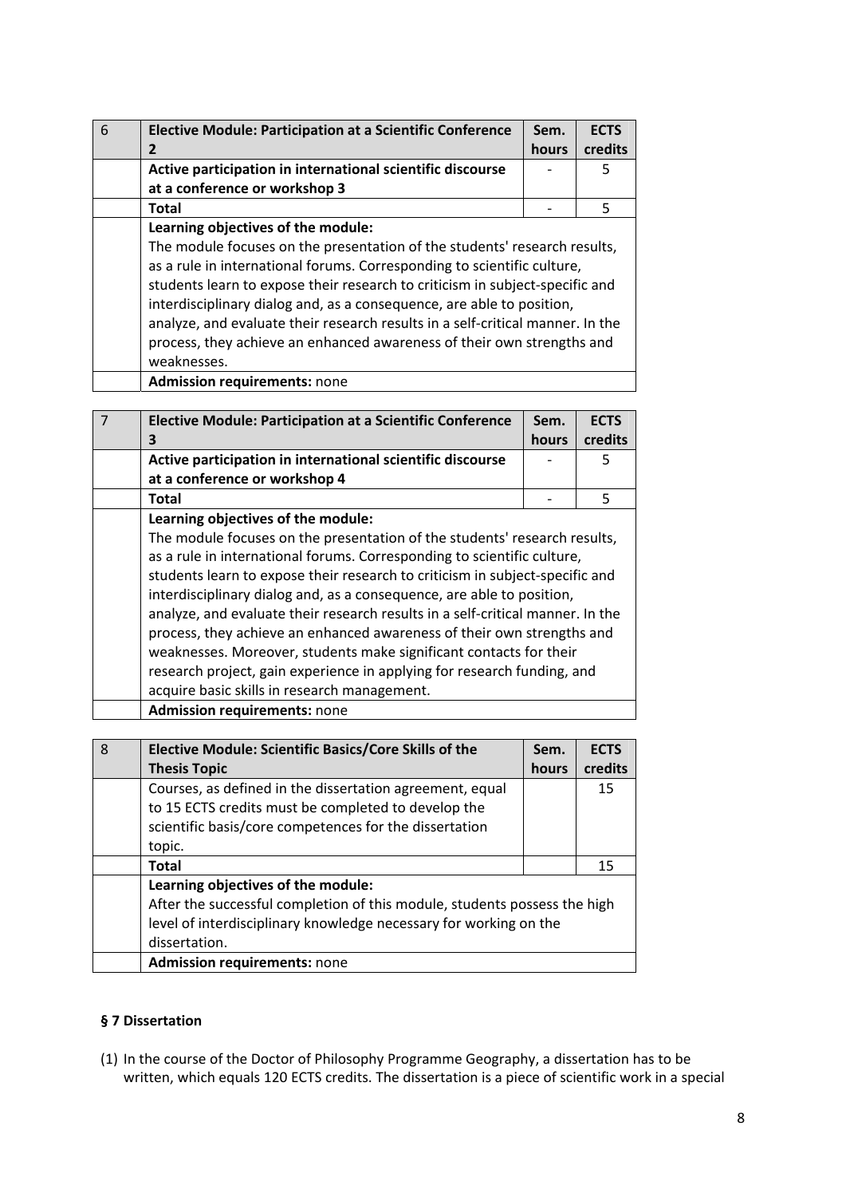| 6 | Elective Module: Participation at a Scientific Conference 2 | Sem. hours | ECTS credits |
|---|---|---|---|
| | Active participation in international scientific discourse at a conference or workshop 3 | - | 5 |
| | **Total** | - | 5 |
| | **Learning objectives of the module:** The module focuses on the presentation of the students' research results, as a rule in international forums. Corresponding to scientific culture, students learn to expose their research to criticism in subject-specific and interdisciplinary dialog and, as a consequence, are able to position, analyze, and evaluate their research results in a self-critical manner. In the process, they achieve an enhanced awareness of their own strengths and weaknesses. | | |
| | **Admission requirements:** none | | |

| 7 | Elective Module: Participation at a Scientific Conference 3 | Sem. hours | ECTS credits |
|---|---|---|---|
| | Active participation in international scientific discourse at a conference or workshop 4 | - | 5 |
| | **Total** | - | 5 |
| | **Learning objectives of the module:** The module focuses on the presentation of the students' research results, as a rule in international forums. Corresponding to scientific culture, students learn to expose their research to criticism in subject-specific and interdisciplinary dialog and, as a consequence, are able to position, analyze, and evaluate their research results in a self-critical manner. In the process, they achieve an enhanced awareness of their own strengths and weaknesses. Moreover, students make significant contacts for their research project, gain experience in applying for research funding, and acquire basic skills in research management. | | |
| | **Admission requirements:** none | | |

| 8 | Elective Module: Scientific Basics/Core Skills of the Thesis Topic | Sem. hours | ECTS credits |
|---|---|---|---|
| | Courses, as defined in the dissertation agreement, equal to 15 ECTS credits must be completed to develop the scientific basis/core competences for the dissertation topic. | | 15 |
| | **Total** | | 15 |
| | **Learning objectives of the module:** After the successful completion of this module, students possess the high level of interdisciplinary knowledge necessary for working on the dissertation. | | |
| | **Admission requirements:** none | | |

### § 7 Dissertation

(1) In the course of the Doctor of Philosophy Programme Geography, a dissertation has to be written, which equals 120 ECTS credits. The dissertation is a piece of scientific work in a special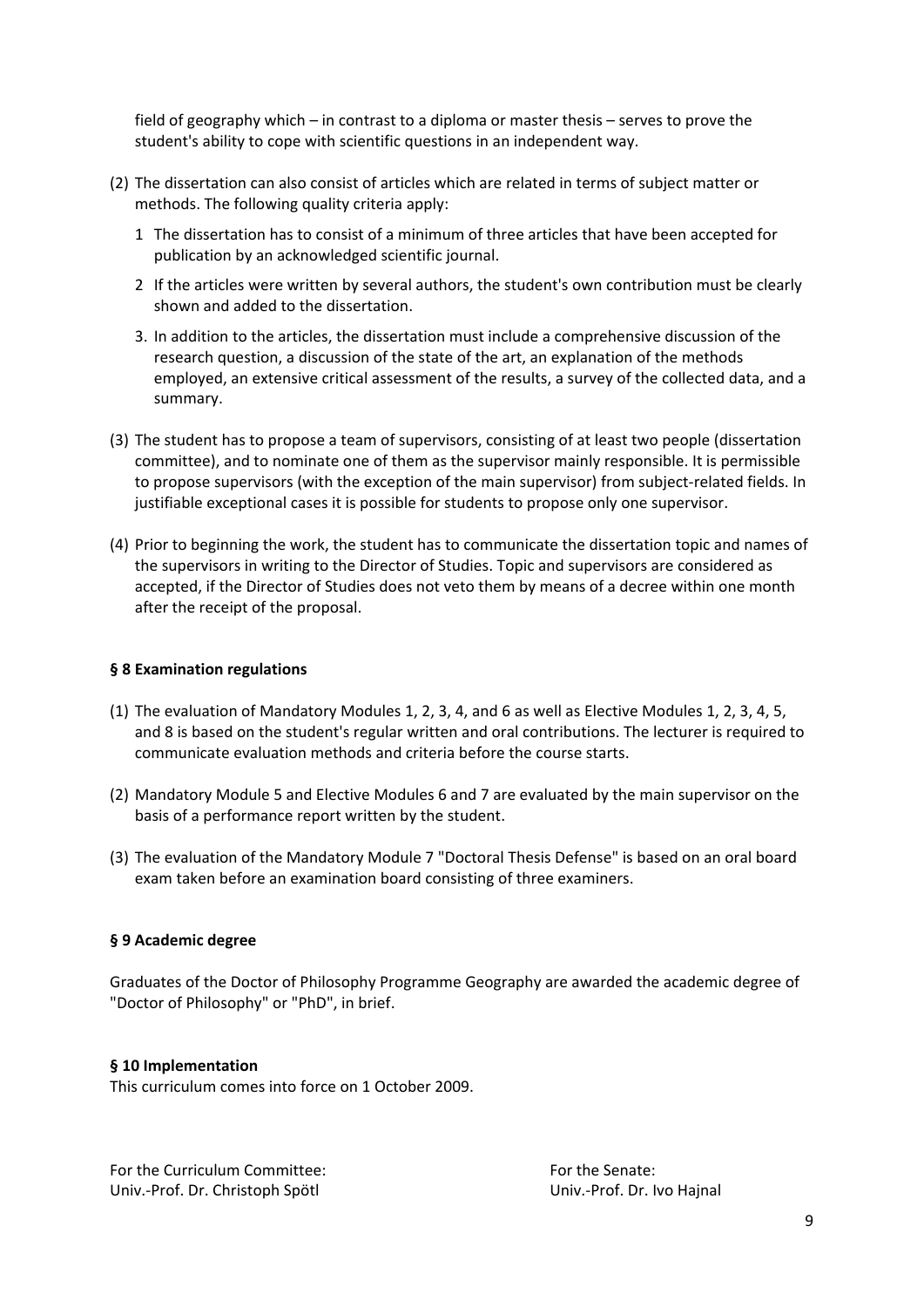field of geography which – in contrast to a diploma or master thesis – serves to prove the student's ability to cope with scientific questions in an independent way.

(2) The dissertation can also consist of articles which are related in terms of subject matter or methods. The following quality criteria apply:

1 The dissertation has to consist of a minimum of three articles that have been accepted for publication by an acknowledged scientific journal.

2 If the articles were written by several authors, the student's own contribution must be clearly shown and added to the dissertation.

3. In addition to the articles, the dissertation must include a comprehensive discussion of the research question, a discussion of the state of the art, an explanation of the methods employed, an extensive critical assessment of the results, a survey of the collected data, and a summary.

(3) The student has to propose a team of supervisors, consisting of at least two people (dissertation committee), and to nominate one of them as the supervisor mainly responsible. It is permissible to propose supervisors (with the exception of the main supervisor) from subject-related fields. In justifiable exceptional cases it is possible for students to propose only one supervisor.

(4) Prior to beginning the work, the student has to communicate the dissertation topic and names of the supervisors in writing to the Director of Studies. Topic and supervisors are considered as accepted, if the Director of Studies does not veto them by means of a decree within one month after the receipt of the proposal.

**§ 8 Examination regulations**

(1) The evaluation of Mandatory Modules 1, 2, 3, 4, and 6 as well as Elective Modules 1, 2, 3, 4, 5, and 8 is based on the student's regular written and oral contributions. The lecturer is required to communicate evaluation methods and criteria before the course starts.

(2) Mandatory Module 5 and Elective Modules 6 and 7 are evaluated by the main supervisor on the basis of a performance report written by the student.

(3) The evaluation of the Mandatory Module 7 "Doctoral Thesis Defense" is based on an oral board exam taken before an examination board consisting of three examiners.

**§ 9 Academic degree**

Graduates of the Doctor of Philosophy Programme Geography are awarded the academic degree of "Doctor of Philosophy" or "PhD", in brief.

**§ 10 Implementation**

This curriculum comes into force on 1 October 2009.

For the Curriculum Committee:
Univ.-Prof. Dr. Christoph Spötl

For the Senate:
Univ.-Prof. Dr. Ivo Hajnal